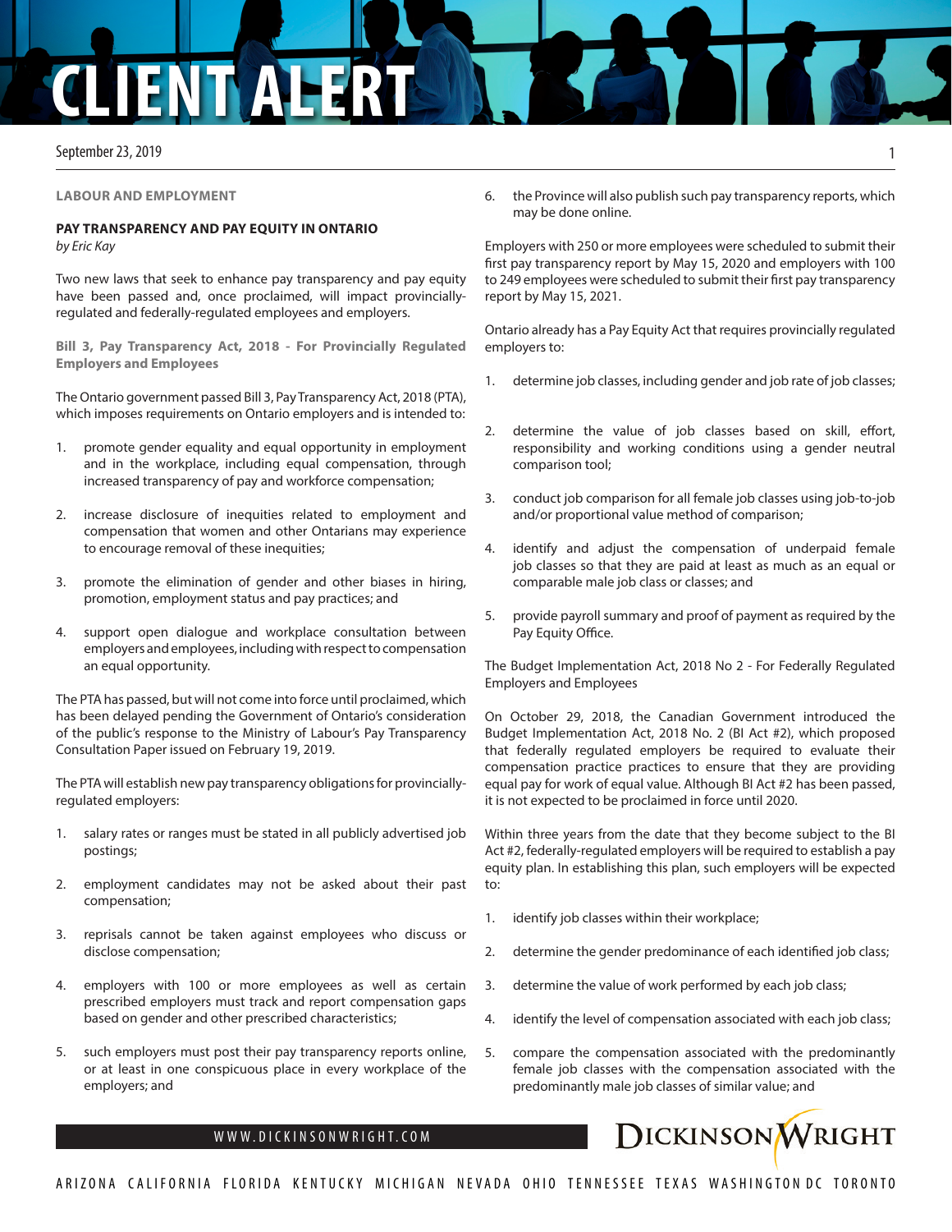# CLIENT ALERT

September 23, 2019

**LABOUR AND EMPLOYMENT**

## PAY TRANSPARENCY AND PAY EQUITY IN ONTARIO

*by Eric Kay*

Two new laws that seek to enhance pay transparency and pay equity have been passed and, once proclaimed, will impact provincially-regulated and federally-regulated employees and employers.

### Bill 3, Pay Transparency Act, 2018 - For Provincially Regulated Employers and Employees

The Ontario government passed Bill 3, Pay Transparency Act, 2018 (PTA), which imposes requirements on Ontario employers and is intended to:

1. promote gender equality and equal opportunity in employment and in the workplace, including equal compensation, through increased transparency of pay and workforce compensation;
2. increase disclosure of inequities related to employment and compensation that women and other Ontarians may experience to encourage removal of these inequities;
3. promote the elimination of gender and other biases in hiring, promotion, employment status and pay practices; and
4. support open dialogue and workplace consultation between employers and employees, including with respect to compensation an equal opportunity.

The PTA has passed, but will not come into force until proclaimed, which has been delayed pending the Government of Ontario's consideration of the public's response to the Ministry of Labour's Pay Transparency Consultation Paper issued on February 19, 2019.

The PTA will establish new pay transparency obligations for provincially-regulated employers:

1. salary rates or ranges must be stated in all publicly advertised job postings;
2. employment candidates may not be asked about their past compensation;
3. reprisals cannot be taken against employees who discuss or disclose compensation;
4. employers with 100 or more employees as well as certain prescribed employers must track and report compensation gaps based on gender and other prescribed characteristics;
5. such employers must post their pay transparency reports online, or at least in one conspicuous place in every workplace of the employers; and
6. the Province will also publish such pay transparency reports, which may be done online.

Employers with 250 or more employees were scheduled to submit their first pay transparency report by May 15, 2020 and employers with 100 to 249 employees were scheduled to submit their first pay transparency report by May 15, 2021.

Ontario already has a Pay Equity Act that requires provincially regulated employers to:

1. determine job classes, including gender and job rate of job classes;
2. determine the value of job classes based on skill, effort, responsibility and working conditions using a gender neutral comparison tool;
3. conduct job comparison for all female job classes using job-to-job and/or proportional value method of comparison;
4. identify and adjust the compensation of underpaid female job classes so that they are paid at least as much as an equal or comparable male job class or classes; and
5. provide payroll summary and proof of payment as required by the Pay Equity Office.

The Budget Implementation Act, 2018 No 2 - For Federally Regulated Employers and Employees

On October 29, 2018, the Canadian Government introduced the Budget Implementation Act, 2018 No. 2 (BI Act #2), which proposed that federally regulated employers be required to evaluate their compensation practice practices to ensure that they are providing equal pay for work of equal value. Although BI Act #2 has been passed, it is not expected to be proclaimed in force until 2020.

Within three years from the date that they become subject to the BI Act #2, federally-regulated employers will be required to establish a pay equity plan. In establishing this plan, such employers will be expected to:

1. identify job classes within their workplace;
2. determine the gender predominance of each identified job class;
3. determine the value of work performed by each job class;
4. identify the level of compensation associated with each job class;
5. compare the compensation associated with the predominantly female job classes with the compensation associated with the predominantly male job classes of similar value; and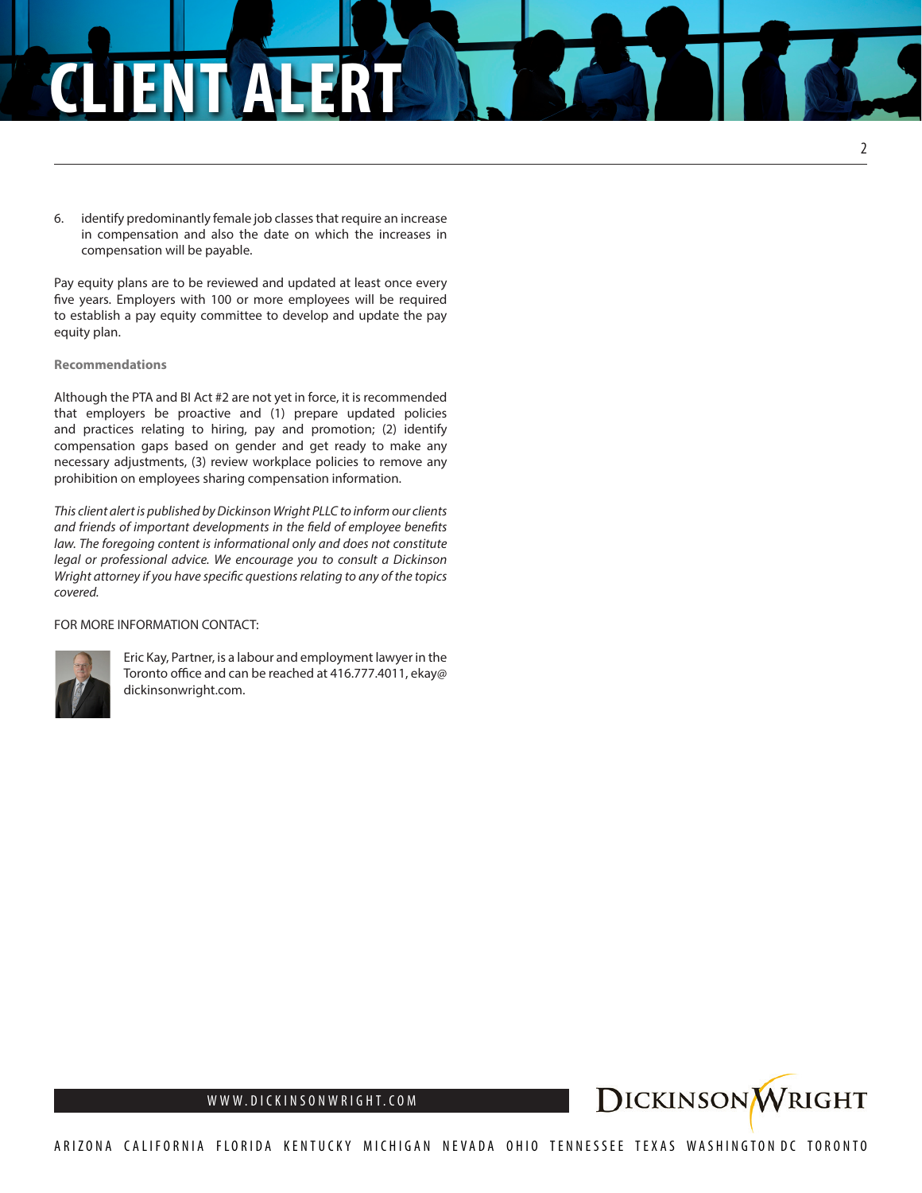6. identify predominantly female job classes that require an increase in compensation and also the date on which the increases in compensation will be payable.

Pay equity plans are to be reviewed and updated at least once every five years. Employers with 100 or more employees will be required to establish a pay equity committee to develop and update the pay equity plan.

**Recommendations**

Although the PTA and BI Act #2 are not yet in force, it is recommended that employers be proactive and (1) prepare updated policies and practices relating to hiring, pay and promotion; (2) identify compensation gaps based on gender and get ready to make any necessary adjustments, (3) review workplace policies to remove any prohibition on employees sharing compensation information.

*This client alert is published by Dickinson Wright PLLC to inform our clients and friends of important developments in the field of employee benefits law. The foregoing content is informational only and does not constitute legal or professional advice. We encourage you to consult a Dickinson Wright attorney if you have specific questions relating to any of the topics covered.*

FOR MORE INFORMATION CONTACT:

Eric Kay, Partner, is a labour and employment lawyer in the Toronto office and can be reached at 416.777.4011, ekay@dickinsonwright.com.